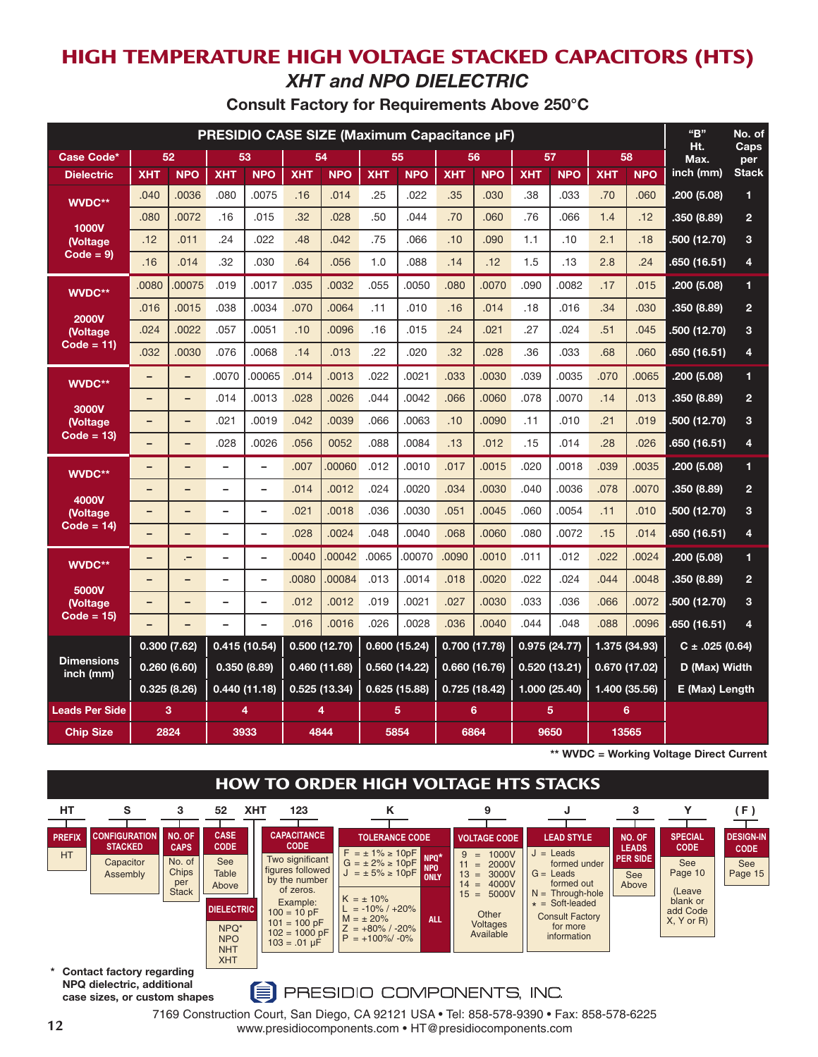# HIGH TEMPERATURE HIGH VOLTAGE STACKED CAPACITORS (HTS)

## *XHT and NPO DIELECTRIC*

### Consult Factory for Requirements Above 250°C

| PRESIDIO CASE SIZE (Maximum Capacitance µF) | | | | | | | | | | | | | | | "B" Ht. Max. inch (mm) | No. of Caps per Stack |
|---|---|---|---|---|---|---|---|---|---|---|---|---|---|---|---|---|
| **Case Code*** | 52 | | 53 | | 54 | | 55 | | 56 | | 57 | | 58 | | | |
| **Dielectric** | XHT | NPO | XHT | NPO | XHT | NPO | XHT | NPO | XHT | NPO | XHT | NPO | XHT | NPO | | |
| **WVDC** 1000V (Voltage Code = 9)** | .040 | .0036 | .080 | .0075 | .16 | .014 | .25 | .022 | .35 | .030 | .38 | .033 | .70 | .060 | .200 (5.08) | 1 |
| | .080 | .0072 | .16 | .015 | .32 | .028 | .50 | .044 | .70 | .060 | .76 | .066 | 1.4 | .12 | .350 (8.89) | 2 |
| | .12 | .011 | .24 | .022 | .48 | .042 | .75 | .066 | .10 | .090 | 1.1 | .10 | 2.1 | .18 | .500 (12.70) | 3 |
| | .16 | .014 | .32 | .030 | .64 | .056 | 1.0 | .088 | .14 | .12 | 1.5 | .13 | 2.8 | .24 | .650 (16.51) | 4 |
| **WVDC** 2000V (Voltage Code = 11)** | .0080 | .00075 | .019 | .0017 | .035 | .0032 | .055 | .0050 | .080 | .0070 | .090 | .0082 | .17 | .015 | .200 (5.08) | 1 |
| | .016 | .0015 | .038 | .0034 | .070 | .0064 | .11 | .010 | .16 | .014 | .18 | .016 | .34 | .030 | .350 (8.89) | 2 |
| | .024 | .0022 | .057 | .0051 | .10 | .0096 | .16 | .015 | .24 | .021 | .27 | .024 | .51 | .045 | .500 (12.70) | 3 |
| | .032 | .0030 | .076 | .0068 | .14 | .013 | .22 | .020 | .32 | .028 | .36 | .033 | .68 | .060 | .650 (16.51) | 4 |
| **WVDC** 3000V (Voltage Code = 13)** | – | – | .0070 | .00065 | .014 | .0013 | .022 | .0021 | .033 | .0030 | .039 | .0035 | .070 | .0065 | .200 (5.08) | 1 |
| | – | – | .014 | .0013 | .028 | .0026 | .044 | .0042 | .066 | .0060 | .078 | .0070 | .14 | .013 | .350 (8.89) | 2 |
| | – | – | .021 | .0019 | .042 | .0039 | .066 | .0063 | .10 | .0090 | .11 | .010 | .21 | .019 | .500 (12.70) | 3 |
| | – | – | .028 | .0026 | .056 | 0052 | .088 | .0084 | .13 | .012 | .15 | .014 | .28 | .026 | .650 (16.51) | 4 |
| **WVDC** 4000V (Voltage Code = 14)** | – | – | – | – | .007 | .00060 | .012 | .0010 | .017 | .0015 | .020 | .0018 | .039 | .0035 | .200 (5.08) | 1 |
| | – | – | – | – | .014 | .0012 | .024 | .0020 | .034 | .0030 | .040 | .0036 | .078 | .0070 | .350 (8.89) | 2 |
| | – | – | – | – | .021 | .0018 | .036 | .0030 | .051 | .0045 | .060 | .0054 | .11 | .010 | .500 (12.70) | 3 |
| | – | – | – | – | .028 | .0024 | .048 | .0040 | .068 | .0060 | .080 | .0072 | .15 | .014 | .650 (16.51) | 4 |
| **WVDC** 5000V (Voltage Code = 15)** | – | .– | – | – | .0040 | .00042 | .0065 | .00070 | .0090 | .0010 | .011 | .012 | .022 | .0024 | .200 (5.08) | 1 |
| | – | – | – | – | .0080 | .00084 | .013 | .0014 | .018 | .0020 | .022 | .024 | .044 | .0048 | .350 (8.89) | 2 |
| | – | – | – | – | .012 | .0012 | .019 | .0021 | .027 | .0030 | .033 | .036 | .066 | .0072 | .500 (12.70) | 3 |
| | – | – | – | – | .016 | .0016 | .026 | .0028 | .036 | .0040 | .044 | .048 | .088 | .0096 | .650 (16.51) | 4 |
| **Dimensions inch (mm)** | 0.300 (7.62) | | 0.415 (10.54) | | 0.500 (12.70) | | 0.600 (15.24) | | 0.700 (17.78) | | 0.975 (24.77) | | 1.375 (34.93) | | C ± .025 (0.64) | |
| | 0.260 (6.60) | | 0.350 (8.89) | | 0.460 (11.68) | | 0.560 (14.22) | | 0.660 (16.76) | | 0.520 (13.21) | | 0.670 (17.02) | | D (Max) Width | |
| | 0.325 (8.26) | | 0.440 (11.18) | | 0.525 (13.34) | | 0.625 (15.88) | | 0.725 (18.42) | | 1.000 (25.40) | | 1.400 (35.56) | | E (Max) Length | |
| **Leads Per Side** | 3 | | 4 | | 4 | | 5 | | 6 | | 5 | | 6 | | | |
| **Chip Size** | 2824 | | 3933 | | 4844 | | 5854 | | 6864 | | 9650 | | 13565 | | | |

** WVDC = Working Voltage Direct Current

## HOW TO ORDER HIGH VOLTAGE HTS STACKS

**HT S 3 52 XHT 123 K 9 J 3 Y (F)**

- **PREFIX** (HT): HT
- **CONFIGURATION STACKED** (S): Capacitor Assembly
- **NO. OF CAPS** (3): No. of Chips per Stack
- **CASE CODE** (52): See Table Above
- **DIELECTRIC** (XHT): NPQ*, NPO, NHT, XHT
- **CAPACITANCE CODE** (123): Two significant figures followed by the number of zeros.
  - Example:
  - 100 = 10 pF
  - 101 = 100 pF
  - 102 = 1000 pF
  - 103 = .01 µF
- **TOLERANCE CODE** (K):
  - NPO* NPO ONLY:
    - F = ± 1% ≥ 10pF
    - G = ± 2% ≥ 10pF
    - J = ± 5% ≥ 10pF
  - ALL:
    - K = ± 10%
    - L = -10% / +20%
    - M = ± 20%
    - Z = +80% / -20%
    - P = +100%/ -0%
- **VOLTAGE CODE** (9):
  - 9 = 1000V
  - 11 = 2000V
  - 13 = 3000V
  - 14 = 4000V
  - 15 = 5000V
  - Other Voltages Available
- **LEAD STYLE** (J):
  - J = Leads formed under
  - G = Leads formed out
  - N = Through-hole
  - * = Soft-leaded
  - Consult Factory for more information
- **NO. OF LEADS PER SIDE** (3): See Above
- **SPECIAL CODE** (Y): See Page 10 (Leave blank or add Code X, Y or R)
- **DESIGN-IN CODE** ((F)): See Page 15

\* Contact factory regarding NPQ dielectric, additional case sizes, or custom shapes

PRESIDIO COMPONENTS, INC.

7169 Construction Court, San Diego, CA 92121 USA • Tel: 858-578-9390 • Fax: 858-578-6225
www.presidiocomponents.com • HT@presidiocomponents.com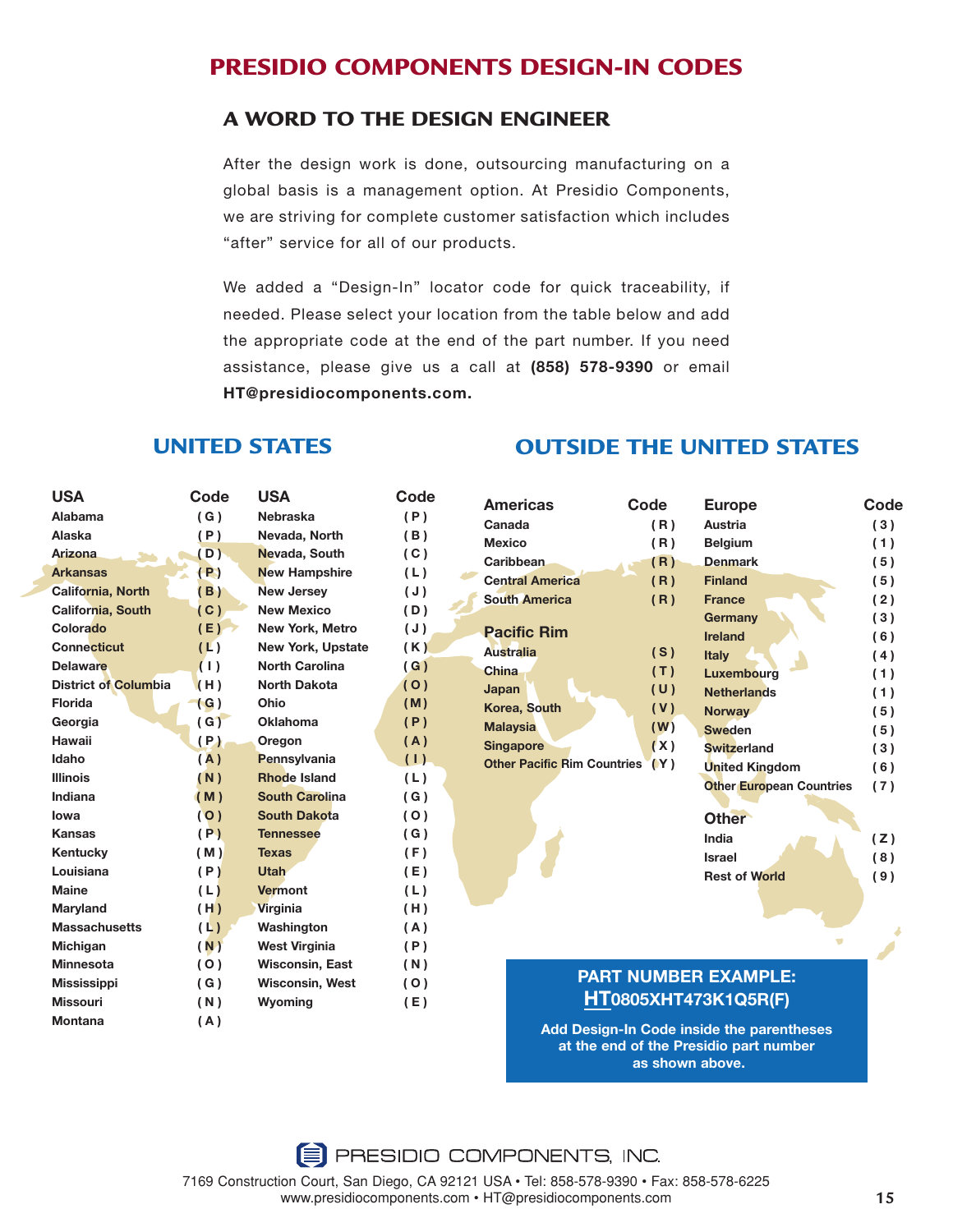# PRESIDIO COMPONENTS DESIGN-IN CODES

## A WORD TO THE DESIGN ENGINEER

After the design work is done, outsourcing manufacturing on a global basis is a management option. At Presidio Components, we are striving for complete customer satisfaction which includes "after" service for all of our products.

We added a "Design-In" locator code for quick traceability, if needed. Please select your location from the table below and add the appropriate code at the end of the part number. If you need assistance, please give us a call at **(858) 578-9390** or email **HT@presidiocomponents.com.**

## UNITED STATES

| USA | Code | USA | Code |
|---|---|---|---|
| Alabama | ( G ) | Nebraska | ( P ) |
| Alaska | ( P ) | Nevada, North | ( B ) |
| Arizona | ( D ) | Nevada, South | ( C ) |
| Arkansas | ( P ) | New Hampshire | ( L ) |
| California, North | ( B ) | New Jersey | ( J ) |
| California, South | ( C ) | New Mexico | ( D ) |
| Colorado | ( E ) | New York, Metro | ( J ) |
| Connecticut | ( L ) | New York, Upstate | ( K ) |
| Delaware | ( I ) | North Carolina | ( G ) |
| District of Columbia | ( H ) | North Dakota | ( O ) |
| Florida | ( G ) | Ohio | ( M ) |
| Georgia | ( G ) | Oklahoma | ( P ) |
| Hawaii | ( P ) | Oregon | ( A ) |
| Idaho | ( A ) | Pennsylvania | ( I ) |
| Illinois | ( N ) | Rhode Island | ( L ) |
| Indiana | ( M ) | South Carolina | ( G ) |
| Iowa | ( O ) | South Dakota | ( O ) |
| Kansas | ( P ) | Tennessee | ( G ) |
| Kentucky | ( M ) | Texas | ( F ) |
| Louisiana | ( P ) | Utah | ( E ) |
| Maine | ( L ) | Vermont | ( L ) |
| Maryland | ( H ) | Virginia | ( H ) |
| Massachusetts | ( L ) | Washington | ( A ) |
| Michigan | ( N ) | West Virginia | ( P ) |
| Minnesota | ( O ) | Wisconsin, East | ( N ) |
| Mississippi | ( G ) | Wisconsin, West | ( O ) |
| Missouri | ( N ) | Wyoming | ( E ) |
| Montana | ( A ) | | |

## OUTSIDE THE UNITED STATES

| Americas | Code |
|---|---|
| Canada | ( R ) |
| Mexico | ( R ) |
| Caribbean | ( R ) |
| Central America | ( R ) |
| South America | ( R ) |

| Pacific Rim | Code |
|---|---|
| Australia | ( S ) |
| China | ( T ) |
| Japan | ( U ) |
| Korea, South | ( V ) |
| Malaysia | ( W ) |
| Singapore | ( X ) |
| Other Pacific Rim Countries | ( Y ) |

| Europe | Code |
|---|---|
| Austria | ( 3 ) |
| Belgium | ( 1 ) |
| Denmark | ( 5 ) |
| Finland | ( 5 ) |
| France | ( 2 ) |
| Germany | ( 3 ) |
| Ireland | ( 6 ) |
| Italy | ( 4 ) |
| Luxembourg | ( 1 ) |
| Netherlands | ( 1 ) |
| Norway | ( 5 ) |
| Sweden | ( 5 ) |
| Switzerland | ( 3 ) |
| United Kingdom | ( 6 ) |
| Other European Countries | ( 7 ) |

| Other | Code |
|---|---|
| India | ( Z ) |
| Israel | ( 8 ) |
| Rest of World | ( 9 ) |

**PART NUMBER EXAMPLE:**
**HT0805XHT473K1Q5R(F)**

**Add Design-In Code inside the parentheses at the end of the Presidio part number as shown above.**

PRESIDIO COMPONENTS, INC.

7169 Construction Court, San Diego, CA 92121 USA • Tel: 858-578-9390 • Fax: 858-578-6225
www.presidiocomponents.com • HT@presidiocomponents.com